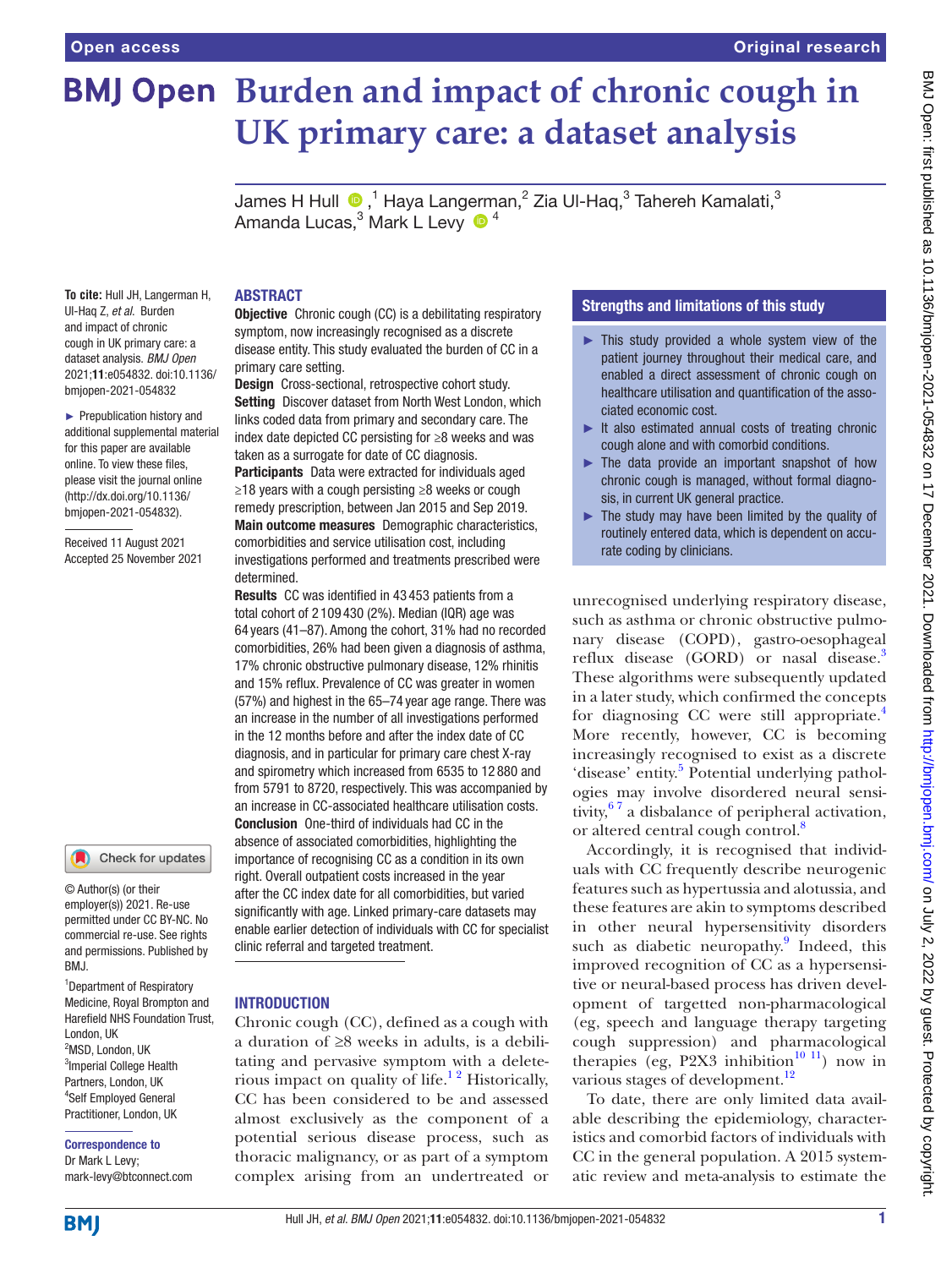# Burden and impact of chronic cough in UK primary care: a dataset analysis

James H Hull[1], Haya Langerman[2], Zia Ul-Haq[3], Tahereh Kamalati[3], Amanda Lucas[3], Mark L Levy[4]

**To cite:** Hull JH, Langerman H, Ul-Haq Z, *et al*. Burden and impact of chronic cough in UK primary care: a dataset analysis. *BMJ Open* 2021;**11**:e054832. doi:10.1136/bmjopen-2021-054832

► Prepublication history and additional supplemental material for this paper are available online. To view these files, please visit the journal online (http://dx.doi.org/10.1136/bmjopen-2021-054832).

Received 11 August 2021
Accepted 25 November 2021

© Author(s) (or their employer(s)) 2021. Re-use permitted under CC BY-NC. No commercial re-use. See rights and permissions. Published by BMJ.

[1]Department of Respiratory Medicine, Royal Brompton and Harefield NHS Foundation Trust, London, UK
[2]MSD, London, UK
[3]Imperial College Health Partners, London, UK
[4]Self Employed General Practitioner, London, UK

**Correspondence to**
Dr Mark L Levy;
mark-levy@btconnect.com

## ABSTRACT

**Objective** Chronic cough (CC) is a debilitating respiratory symptom, now increasingly recognised as a discrete disease entity. This study evaluated the burden of CC in a primary care setting.

**Design** Cross-sectional, retrospective cohort study.

**Setting** Discover dataset from North West London, which links coded data from primary and secondary care. The index date depicted CC persisting for ≥8 weeks and was taken as a surrogate for date of CC diagnosis.

**Participants** Data were extracted for individuals aged ≥18 years with a cough persisting ≥8 weeks or cough remedy prescription, between Jan 2015 and Sep 2019.

**Main outcome measures** Demographic characteristics, comorbidities and service utilisation cost, including investigations performed and treatments prescribed were determined.

**Results** CC was identified in 43 453 patients from a total cohort of 2 109 430 (2%). Median (IQR) age was 64 years (41–87). Among the cohort, 31% had no recorded comorbidities, 26% had been given a diagnosis of asthma, 17% chronic obstructive pulmonary disease, 12% rhinitis and 15% reflux. Prevalence of CC was greater in women (57%) and highest in the 65–74 year age range. There was an increase in the number of all investigations performed in the 12 months before and after the index date of CC diagnosis, and in particular for primary care chest X-ray and spirometry which increased from 6535 to 12 880 and from 5791 to 8720, respectively. This was accompanied by an increase in CC-associated healthcare utilisation costs.

**Conclusion** One-third of individuals had CC in the absence of associated comorbidities, highlighting the importance of recognising CC as a condition in its own right. Overall outpatient costs increased in the year after the CC index date for all comorbidities, but varied significantly with age. Linked primary-care datasets may enable earlier detection of individuals with CC for specialist clinic referral and targeted treatment.

## Strengths and limitations of this study

- ► This study provided a whole system view of the patient journey throughout their medical care, and enabled a direct assessment of chronic cough on healthcare utilisation and quantification of the associated economic cost.
- ► It also estimated annual costs of treating chronic cough alone and with comorbid conditions.
- ► The data provide an important snapshot of how chronic cough is managed, without formal diagnosis, in current UK general practice.
- ► The study may have been limited by the quality of routinely entered data, which is dependent on accurate coding by clinicians.

## INTRODUCTION

Chronic cough (CC), defined as a cough with a duration of ≥8 weeks in adults, is a debilitating and pervasive symptom with a deleterious impact on quality of life.[1,2] Historically, CC has been considered to be and assessed almost exclusively as the component of a potential serious disease process, such as thoracic malignancy, or as part of a symptom complex arising from an undertreated or unrecognised underlying respiratory disease, such as asthma or chronic obstructive pulmonary disease (COPD), gastro-oesophageal reflux disease (GORD) or nasal disease.[3] These algorithms were subsequently updated in a later study, which confirmed the concepts for diagnosing CC were still appropriate.[4] More recently, however, CC is becoming increasingly recognised to exist as a discrete 'disease' entity.[5] Potential underlying pathologies may involve disordered neural sensitivity,[6,7] a disbalance of peripheral activation, or altered central cough control.[8]

Accordingly, it is recognised that individuals with CC frequently describe neurogenic features such as hypertussia and alotussia, and these features are akin to symptoms described in other neural hypersensitivity disorders such as diabetic neuropathy.[9] Indeed, this improved recognition of CC as a hypersensitive or neural-based process has driven development of targetted non-pharmacological (eg, speech and language therapy targeting cough suppression) and pharmacological therapies (eg, P2X3 inhibition[10,11]) now in various stages of development.[12]

To date, there are only limited data available describing the epidemiology, characteristics and comorbid factors of individuals with CC in the general population. A 2015 systematic review and meta-analysis to estimate the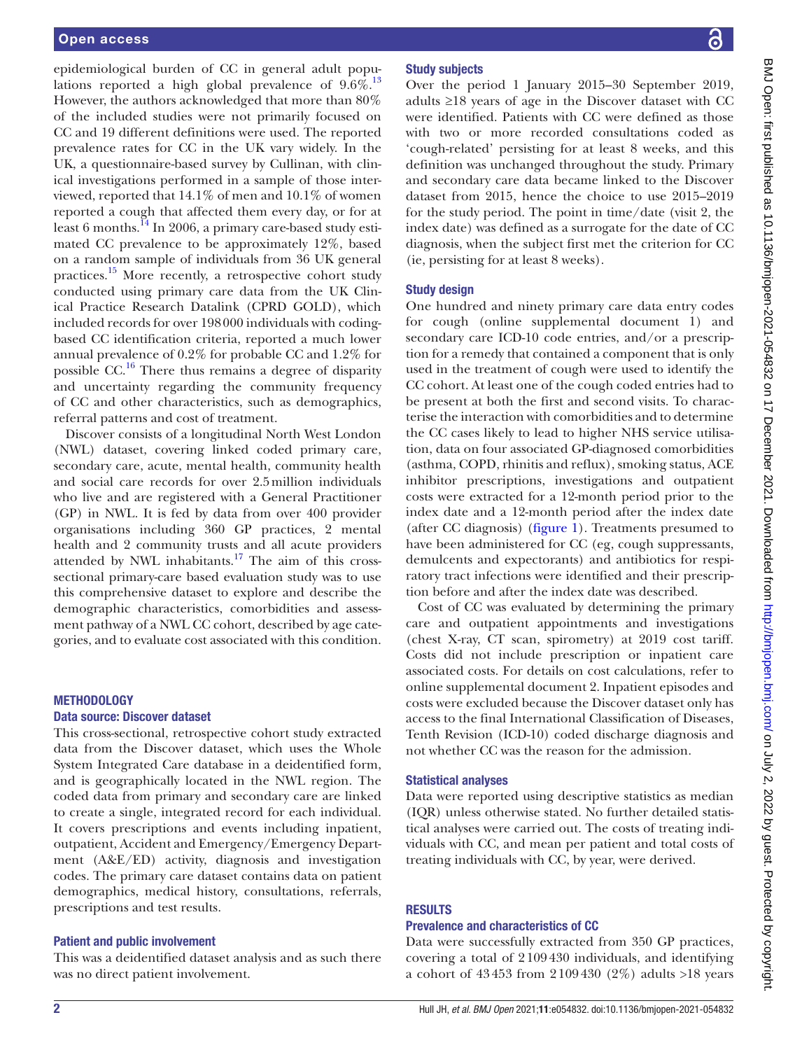epidemiological burden of CC in general adult populations reported a high global prevalence of 9.6%.[13] However, the authors acknowledged that more than 80% of the included studies were not primarily focused on CC and 19 different definitions were used. The reported prevalence rates for CC in the UK vary widely. In the UK, a questionnaire-based survey by Cullinan, with clinical investigations performed in a sample of those interviewed, reported that 14.1% of men and 10.1% of women reported a cough that affected them every day, or for at least 6 months.[14] In 2006, a primary care-based study estimated CC prevalence to be approximately 12%, based on a random sample of individuals from 36 UK general practices.[15] More recently, a retrospective cohort study conducted using primary care data from the UK Clinical Practice Research Datalink (CPRD GOLD), which included records for over 198 000 individuals with coding-based CC identification criteria, reported a much lower annual prevalence of 0.2% for probable CC and 1.2% for possible CC.[16] There thus remains a degree of disparity and uncertainty regarding the community frequency of CC and other characteristics, such as demographics, referral patterns and cost of treatment.

Discover consists of a longitudinal North West London (NWL) dataset, covering linked coded primary care, secondary care, acute, mental health, community health and social care records for over 2.5 million individuals who live and are registered with a General Practitioner (GP) in NWL. It is fed by data from over 400 provider organisations including 360 GP practices, 2 mental health and 2 community trusts and all acute providers attended by NWL inhabitants.[17] The aim of this cross-sectional primary-care based evaluation study was to use this comprehensive dataset to explore and describe the demographic characteristics, comorbidities and assessment pathway of a NWL CC cohort, described by age categories, and to evaluate cost associated with this condition.

## METHODOLOGY

### Data source: Discover dataset

This cross-sectional, retrospective cohort study extracted data from the Discover dataset, which uses the Whole System Integrated Care database in a deidentified form, and is geographically located in the NWL region. The coded data from primary and secondary care are linked to create a single, integrated record for each individual. It covers prescriptions and events including inpatient, outpatient, Accident and Emergency/Emergency Department (A&E/ED) activity, diagnosis and investigation codes. The primary care dataset contains data on patient demographics, medical history, consultations, referrals, prescriptions and test results.

### Patient and public involvement

This was a deidentified dataset analysis and as such there was no direct patient involvement.

### Study subjects

Over the period 1 January 2015–30 September 2019, adults ≥18 years of age in the Discover dataset with CC were identified. Patients with CC were defined as those with two or more recorded consultations coded as 'cough-related' persisting for at least 8 weeks, and this definition was unchanged throughout the study. Primary and secondary care data became linked to the Discover dataset from 2015, hence the choice to use 2015–2019 for the study period. The point in time/date (visit 2, the index date) was defined as a surrogate for the date of CC diagnosis, when the subject first met the criterion for CC (ie, persisting for at least 8 weeks).

### Study design

One hundred and ninety primary care data entry codes for cough (online supplemental document 1) and secondary care ICD-10 code entries, and/or a prescription for a remedy that contained a component that is only used in the treatment of cough were used to identify the CC cohort. At least one of the cough coded entries had to be present at both the first and second visits. To characterise the interaction with comorbidities and to determine the CC cases likely to lead to higher NHS service utilisation, data on four associated GP-diagnosed comorbidities (asthma, COPD, rhinitis and reflux), smoking status, ACE inhibitor prescriptions, investigations and outpatient costs were extracted for a 12-month period prior to the index date and a 12-month period after the index date (after CC diagnosis) (figure 1). Treatments presumed to have been administered for CC (eg, cough suppressants, demulcents and expectorants) and antibiotics for respiratory tract infections were identified and their prescription before and after the index date was described.

Cost of CC was evaluated by determining the primary care and outpatient appointments and investigations (chest X-ray, CT scan, spirometry) at 2019 cost tariff. Costs did not include prescription or inpatient care associated costs. For details on cost calculations, refer to online supplemental document 2. Inpatient episodes and costs were excluded because the Discover dataset only has access to the final International Classification of Diseases, Tenth Revision (ICD-10) coded discharge diagnosis and not whether CC was the reason for the admission.

### Statistical analyses

Data were reported using descriptive statistics as median (IQR) unless otherwise stated. No further detailed statistical analyses were carried out. The costs of treating individuals with CC, and mean per patient and total costs of treating individuals with CC, by year, were derived.

## RESULTS

### Prevalence and characteristics of CC

Data were successfully extracted from 350 GP practices, covering a total of 2 109 430 individuals, and identifying a cohort of 43 453 from 2 109 430 (2%) adults >18 years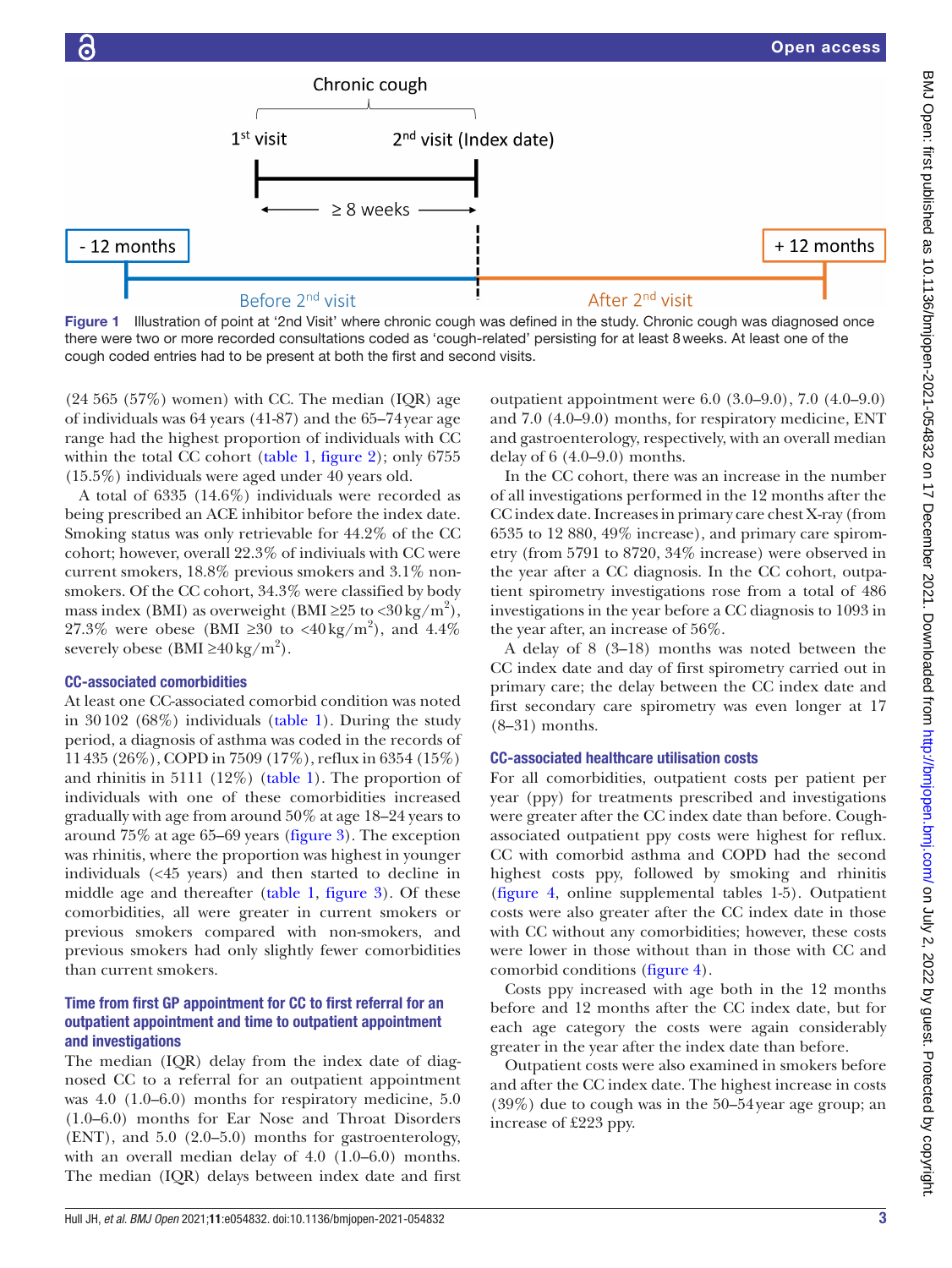Figure 1 Illustration of point at '2nd Visit' where chronic cough was defined in the study. Chronic cough was diagnosed once there were two or more recorded consultations coded as 'cough-related' persisting for at least 8 weeks. At least one of the cough coded entries had to be present at both the first and second visits.

(24 565 (57%) women) with CC. The median (IQR) age of individuals was 64 years (41-87) and the 65–74 year age range had the highest proportion of individuals with CC within the total CC cohort (table 1, figure 2); only 6755 (15.5%) individuals were aged under 40 years old.

A total of 6335 (14.6%) individuals were recorded as being prescribed an ACE inhibitor before the index date. Smoking status was only retrievable for 44.2% of the CC cohort; however, overall 22.3% of indiviuals with CC were current smokers, 18.8% previous smokers and 3.1% non-smokers. Of the CC cohort, 34.3% were classified by body mass index (BMI) as overweight (BMI ≥25 to <30 kg/m$^2$), 27.3% were obese (BMI ≥30 to <40 kg/m$^2$), and 4.4% severely obese (BMI ≥40 kg/m$^2$).

## CC-associated comorbidities

At least one CC-associated comorbid condition was noted in 30 102 (68%) individuals (table 1). During the study period, a diagnosis of asthma was coded in the records of 11 435 (26%), COPD in 7509 (17%), reflux in 6354 (15%) and rhinitis in 5111 (12%) (table 1). The proportion of individuals with one of these comorbidities increased gradually with age from around 50% at age 18–24 years to around 75% at age 65–69 years (figure 3). The exception was rhinitis, where the proportion was highest in younger individuals (<45 years) and then started to decline in middle age and thereafter (table 1, figure 3). Of these comorbidities, all were greater in current smokers or previous smokers compared with non-smokers, and previous smokers had only slightly fewer comorbidities than current smokers.

## Time from first GP appointment for CC to first referral for an outpatient appointment and time to outpatient appointment and investigations

The median (IQR) delay from the index date of diagnosed CC to a referral for an outpatient appointment was 4.0 (1.0–6.0) months for respiratory medicine, 5.0 (1.0–6.0) months for Ear Nose and Throat Disorders (ENT), and 5.0 (2.0–5.0) months for gastroenterology, with an overall median delay of 4.0 (1.0–6.0) months. The median (IQR) delays between index date and first outpatient appointment were 6.0 (3.0–9.0), 7.0 (4.0–9.0) and 7.0 (4.0–9.0) months, for respiratory medicine, ENT and gastroenterology, respectively, with an overall median delay of 6 (4.0–9.0) months.

In the CC cohort, there was an increase in the number of all investigations performed in the 12 months after the CC index date. Increases in primary care chest X-ray (from 6535 to 12 880, 49% increase), and primary care spirometry (from 5791 to 8720, 34% increase) were observed in the year after a CC diagnosis. In the CC cohort, outpatient spirometry investigations rose from a total of 486 investigations in the year before a CC diagnosis to 1093 in the year after, an increase of 56%.

A delay of 8 (3–18) months was noted between the CC index date and day of first spirometry carried out in primary care; the delay between the CC index date and first secondary care spirometry was even longer at 17 (8–31) months.

## CC-associated healthcare utilisation costs

For all comorbidities, outpatient costs per patient per year (ppy) for treatments prescribed and investigations were greater after the CC index date than before. Cough-associated outpatient ppy costs were highest for reflux. CC with comorbid asthma and COPD had the second highest costs ppy, followed by smoking and rhinitis (figure 4, online supplemental tables 1-5). Outpatient costs were also greater after the CC index date in those with CC without any comorbidities; however, these costs were lower in those without than in those with CC and comorbid conditions (figure 4).

Costs ppy increased with age both in the 12 months before and 12 months after the CC index date, but for each age category the costs were again considerably greater in the year after the index date than before.

Outpatient costs were also examined in smokers before and after the CC index date. The highest increase in costs (39%) due to cough was in the 50–54 year age group; an increase of £223 ppy.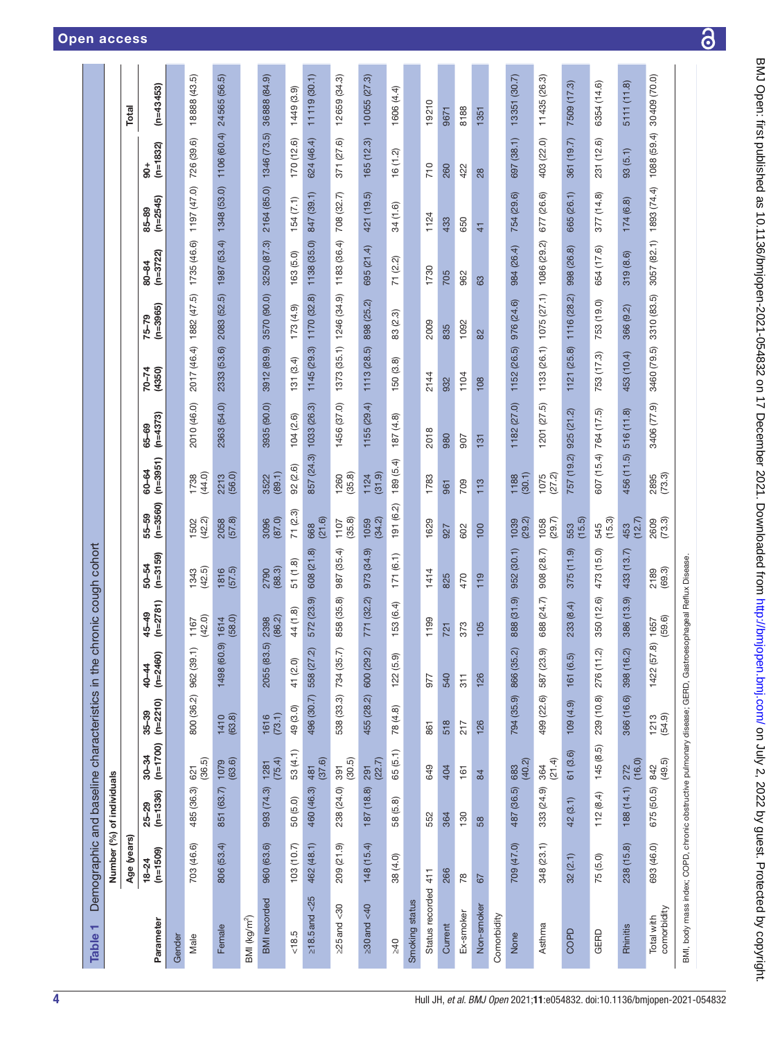**Table 1** Demographic and baseline characteristics in the chronic cough cohort

| Parameter | Number (%) of individuals | | | | | | | | | | | | | | |
|---|---|---|---|---|---|---|---|---|---|---|---|---|---|---|---|
| | Age (years) | | | | | | | | | | | | | | Total |
| | 18–24 (n=1509) | 25–29 (n=1336) | 30–34 (n=1700) | 35–39 (n=2210) | 40–44 (n=2460) | 45–49 (n=2781) | 50–54 (n=3159) | 55–59 (n=3560) | 60–64 (n=3951) | 65–69 (n=4373) | 70–74 (4350) | 75–79 (n=3965) | 80–84 (n=3722) | 85–89 (n=2545) | 90+ (n=1832) | (n=43453) |
| Gender | | | | | | | | | | | | | | | | |
| Male | 703 (46.6) | 485 (36.3) | 621 (36.5) | 800 (36.2) | 962 (39.1) | 1167 (42.0) | 1343 (42.5) | 1502 (42.2) | 1738 (44.0) | 2010 (46.0) | 2017 (46.4) | 1882 (47.5) | 1735 (46.6) | 1197 (47.0) | 726 (39.6) | 18888 (43.5) |
| Female | 806 (53.4) | 851 (63.7) | 1079 (63.6) | 1410 (63.8) | 1498 (60.9) | 1614 (58.0) | 1816 (57.5) | 2058 (57.8) | 2213 (56.0) | 2363 (54.0) | 2333 (53.6) | 2083 (52.5) | 1987 (53.4) | 1348 (53.0) | 1106 (60.4) | 24565 (56.5) |
| BMI (kg/m$^2$) | | | | | | | | | | | | | | | | |
| BMI recorded | 960 (63.6) | 993 (74.3) | 1281 (75.4) | 1616 (73.1) | 2055 (83.5) | 2398 (86.2) | 2790 (88.3) | 3096 (87.0) | 3522 (89.1) | 3935 (90.0) | 3912 (89.9) | 3570 (90.0) | 3250 (87.3) | 2164 (85.0) | 1346 (73.5) | 36888 (84.9) |
| <18.5 | 103 (10.7) | 50 (5.0) | 53 (4.1) | 49 (3.0) | 41 (2.0) | 44 (1.8) | 51 (1.8) | 71 (2.3) | 92 (2.6) | 104 (2.6) | 131 (3.4) | 173 (4.9) | 163 (5.0) | 154 (7.1) | 170 (12.6) | 1449 (3.9) |
| ≥18.5 and <25 | 462 (48.1) | 460 (46.3) | 481 (37.6) | 496 (30.7) | 558 (27.2) | 572 (23.9) | 608 (21.8) | 668 (21.6) | 857 (24.3) | 1033 (26.3) | 1145 (29.3) | 1170 (32.8) | 1138 (35.0) | 847 (39.1) | 624 (46.4) | 11119 (30.1) |
| ≥25 and <30 | 209 (21.9) | 238 (24.0) | 391 (30.5) | 538 (33.3) | 734 (35.7) | 858 (35.8) | 987 (35.4) | 1107 (35.8) | 1260 (35.8) | 1456 (37.0) | 1373 (35.1) | 1246 (34.9) | 1183 (36.4) | 708 (32.7) | 371 (27.6) | 12659 (34.3) |
| ≥30 and <40 | 148 (15.4) | 187 (18.8) | 291 (22.7) | 455 (28.2) | 600 (29.2) | 771 (32.2) | 973 (34.9) | 1059 (34.2) | 1124 (31.9) | 1155 (29.4) | 1113 (28.5) | 898 (25.2) | 695 (21.4) | 421 (19.5) | 165 (12.3) | 10055 (27.3) |
| ≥40 | 38 (4.0) | 58 (5.8) | 65 (5.1) | 78 (4.8) | 122 (5.9) | 153 (6.4) | 171 (6.1) | 191 (6.2) | 189 (5.4) | 187 (4.8) | 150 (3.8) | 83 (2.3) | 71 (2.2) | 34 (1.6) | 16 (1.2) | 1606 (4.4) |
| Smoking status | | | | | | | | | | | | | | | | |
| Status recorded | 411 | 552 | 649 | 861 | 977 | 1199 | 1414 | 1629 | 1783 | 2018 | 2144 | 2009 | 1730 | 1124 | 710 | 19210 |
| Current | 266 | 364 | 404 | 518 | 540 | 721 | 825 | 927 | 961 | 980 | 932 | 835 | 705 | 433 | 260 | 9671 |
| Ex-smoker | 78 | 130 | 161 | 217 | 311 | 373 | 470 | 602 | 709 | 907 | 1104 | 1092 | 962 | 650 | 422 | 8188 |
| Non-smoker | 67 | 58 | 84 | 126 | 126 | 105 | 119 | 100 | 113 | 131 | 108 | 82 | 63 | 41 | 28 | 1351 |
| Comorbidity | | | | | | | | | | | | | | | | |
| None | 709 (47.0) | 487 (36.5) | 683 (40.2) | 794 (35.9) | 866 (35.2) | 888 (31.9) | 952 (30.1) | 1039 (29.2) | 1188 (30.1) | 1182 (27.0) | 1152 (26.5) | 976 (24.6) | 984 (26.4) | 754 (29.6) | 697 (38.1) | 13351 (30.7) |
| Asthma | 348 (23.1) | 333 (24.9) | 364 (21.4) | 499 (22.6) | 587 (23.9) | 688 (24.7) | 908 (28.7) | 1058 (29.7) | 1075 (27.2) | 1201 (27.5) | 1133 (26.1) | 1075 (27.1) | 1086 (29.2) | 677 (26.6) | 403 (22.0) | 11435 (26.3) |
| COPD | 32 (2.1) | 42 (3.1) | 61 (3.6) | 109 (4.9) | 161 (6.5) | 233 (8.4) | 375 (11.9) | 553 (15.5) | 757 (19.2) | 925 (21.2) | 1121 (25.8) | 1116 (28.2) | 998 (26.8) | 665 (26.1) | 361 (19.7) | 7509 (17.3) |
| GERD | 75 (5.0) | 112 (8.4) | 145 (8.5) | 239 (10.8) | 276 (11.2) | 350 (12.6) | 473 (15.0) | 545 (15.3) | 607 (15.4) | 764 (17.5) | 753 (17.3) | 753 (19.0) | 654 (17.6) | 377 (14.8) | 231 (12.6) | 6354 (14.6) |
| Rhinitis | 238 (15.8) | 188 (14.1) | 272 (16.0) | 366 (16.6) | 398 (16.2) | 386 (13.9) | 433 (13.7) | 453 (12.7) | 456 (11.5) | 516 (11.8) | 453 (10.4) | 366 (9.2) | 319 (8.6) | 174 (6.8) | 93 (5.1) | 5111 (11.8) |
| Total with comorbidity | 693 (46.0) | 675 (50.5) | 842 (49.5) | 1213 (54.9) | 1422 (57.8) | 1657 (59.6) | 2189 (69.3) | 2609 (73.3) | 2895 (73.3) | 3406 (77.9) | 3460 (79.5) | 3310 (83.5) | 3057 (82.1) | 1893 (74.4) | 1088 (59.4) | 30409 (70.0) |

BMI, body mass index; COPD, chronic obstructive pulmonary disease; GERD, Gastroesophageal Reflux Disease.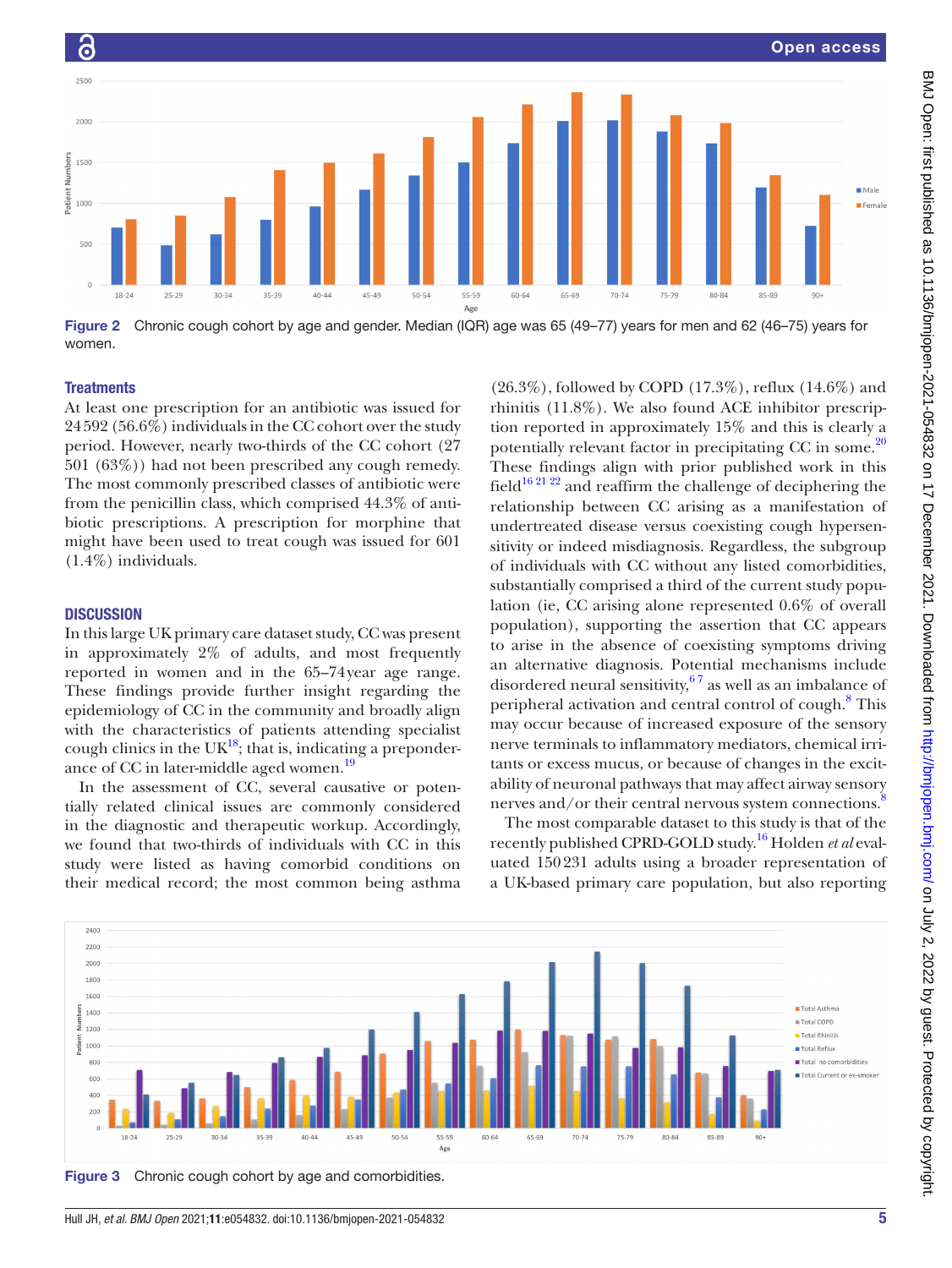Figure 2 Chronic cough cohort by age and gender. Median (IQR) age was 65 (49–77) years for men and 62 (46–75) years for women.

### Treatments

At least one prescription for an antibiotic was issued for 24592 (56.6%) individuals in the CC cohort over the study period. However, nearly two-thirds of the CC cohort (27 501 (63%)) had not been prescribed any cough remedy. The most commonly prescribed classes of antibiotic were from the penicillin class, which comprised 44.3% of antibiotic prescriptions. A prescription for morphine that might have been used to treat cough was issued for 601 (1.4%) individuals.

## DISCUSSION

In this large UK primary care dataset study, CC was present in approximately 2% of adults, and most frequently reported in women and in the 65–74year age range. These findings provide further insight regarding the epidemiology of CC in the community and broadly align with the characteristics of patients attending specialist cough clinics in the UK[18]; that is, indicating a preponderance of CC in later-middle aged women.[19]

In the assessment of CC, several causative or potentially related clinical issues are commonly considered in the diagnostic and therapeutic workup. Accordingly, we found that two-thirds of individuals with CC in this study were listed as having comorbid conditions on their medical record; the most common being asthma (26.3%), followed by COPD (17.3%), reflux (14.6%) and rhinitis (11.8%). We also found ACE inhibitor prescription reported in approximately 15% and this is clearly a potentially relevant factor in precipitating CC in some.[20] These findings align with prior published work in this field[16 21 22] and reaffirm the challenge of deciphering the relationship between CC arising as a manifestation of undertreated disease versus coexisting cough hypersensitivity or indeed misdiagnosis. Regardless, the subgroup of individuals with CC without any listed comorbidities, substantially comprised a third of the current study population (ie, CC arising alone represented 0.6% of overall population), supporting the assertion that CC appears to arise in the absence of coexisting symptoms driving an alternative diagnosis. Potential mechanisms include disordered neural sensitivity,[6 7] as well as an imbalance of peripheral activation and central control of cough.[8] This may occur because of increased exposure of the sensory nerve terminals to inflammatory mediators, chemical irritants or excess mucus, or because of changes in the excitability of neuronal pathways that may affect airway sensory nerves and/or their central nervous system connections.[8]

The most comparable dataset to this study is that of the recently published CPRD-GOLD study.[16] Holden *et al* evaluated 150231 adults using a broader representation of a UK-based primary care population, but also reporting

Figure 3 Chronic cough cohort by age and comorbidities.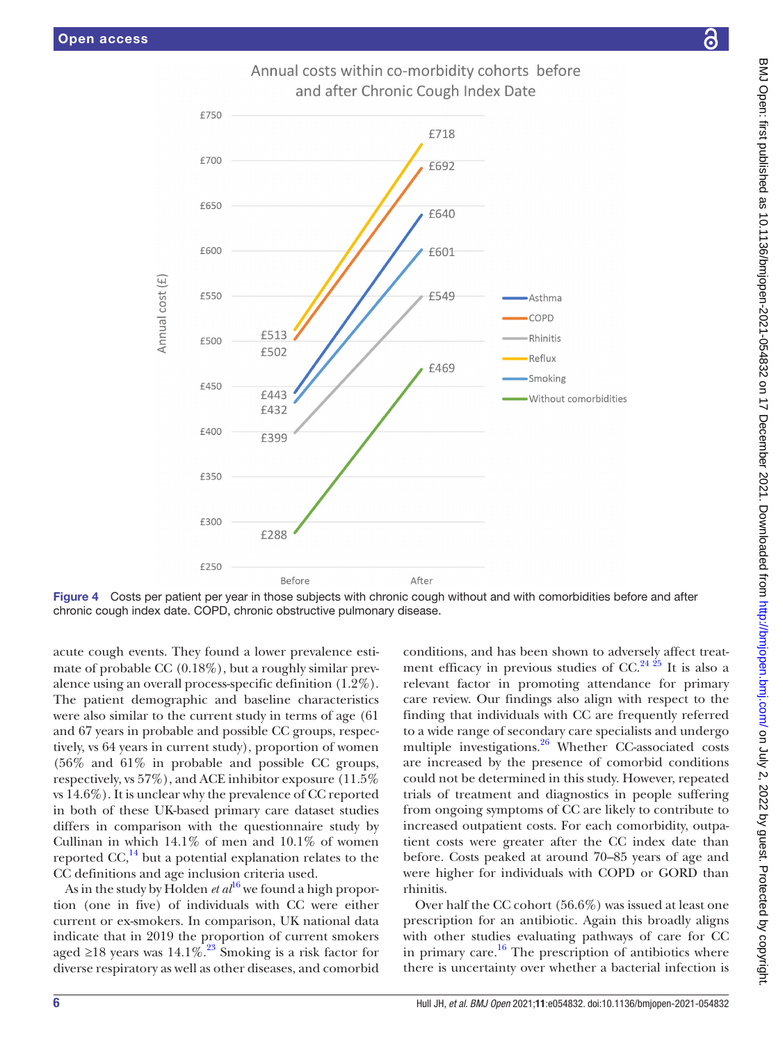Annual costs within co-morbidity cohorts before and after Chronic Cough Index Date

Figure 4 Costs per patient per year in those subjects with chronic cough without and with comorbidities before and after chronic cough index date. COPD, chronic obstructive pulmonary disease.

acute cough events. They found a lower prevalence estimate of probable CC (0.18%), but a roughly similar prevalence using an overall process-specific definition (1.2%). The patient demographic and baseline characteristics were also similar to the current study in terms of age (61 and 67 years in probable and possible CC groups, respectively, vs 64 years in current study), proportion of women (56% and 61% in probable and possible CC groups, respectively, vs 57%), and ACE inhibitor exposure (11.5% vs 14.6%). It is unclear why the prevalence of CC reported in both of these UK-based primary care dataset studies differs in comparison with the questionnaire study by Cullinan in which 14.1% of men and 10.1% of women reported CC,[14] but a potential explanation relates to the CC definitions and age inclusion criteria used.

As in the study by Holden *et al*[16] we found a high proportion (one in five) of individuals with CC were either current or ex-smokers. In comparison, UK national data indicate that in 2019 the proportion of current smokers aged ≥18 years was 14.1%.[23] Smoking is a risk factor for diverse respiratory as well as other diseases, and comorbid conditions, and has been shown to adversely affect treatment efficacy in previous studies of CC.[24 25] It is also a relevant factor in promoting attendance for primary care review. Our findings also align with respect to the finding that individuals with CC are frequently referred to a wide range of secondary care specialists and undergo multiple investigations.[26] Whether CC-associated costs are increased by the presence of comorbid conditions could not be determined in this study. However, repeated trials of treatment and diagnostics in people suffering from ongoing symptoms of CC are likely to contribute to increased outpatient costs. For each comorbidity, outpatient costs were greater after the CC index date than before. Costs peaked at around 70–85 years of age and were higher for individuals with COPD or GORD than rhinitis.

Over half the CC cohort (56.6%) was issued at least one prescription for an antibiotic. Again this broadly aligns with other studies evaluating pathways of care for CC in primary care.[16] The prescription of antibiotics where there is uncertainty over whether a bacterial infection is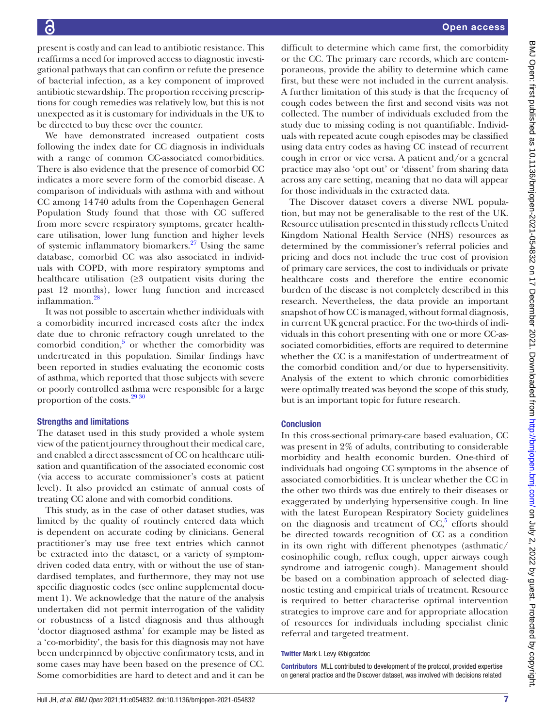present is costly and can lead to antibiotic resistance. This reaffirms a need for improved access to diagnostic investigational pathways that can confirm or refute the presence of bacterial infection, as a key component of improved antibiotic stewardship. The proportion receiving prescriptions for cough remedies was relatively low, but this is not unexpected as it is customary for individuals in the UK to be directed to buy these over the counter.

We have demonstrated increased outpatient costs following the index date for CC diagnosis in individuals with a range of common CC-associated comorbidities. There is also evidence that the presence of comorbid CC indicates a more severe form of the comorbid disease. A comparison of individuals with asthma with and without CC among 14 740 adults from the Copenhagen General Population Study found that those with CC suffered from more severe respiratory symptoms, greater healthcare utilisation, lower lung function and higher levels of systemic inflammatory biomarkers.[27] Using the same database, comorbid CC was also associated in individuals with COPD, with more respiratory symptoms and healthcare utilisation (≥3 outpatient visits during the past 12 months), lower lung function and increased inflammation.[28]

It was not possible to ascertain whether individuals with a comorbidity incurred increased costs after the index date due to chronic refractory cough unrelated to the comorbid condition,[5] or whether the comorbidity was undertreated in this population. Similar findings have been reported in studies evaluating the economic costs of asthma, which reported that those subjects with severe or poorly controlled asthma were responsible for a large proportion of the costs.[29 30]

## Strengths and limitations

The dataset used in this study provided a whole system view of the patient journey throughout their medical care, and enabled a direct assessment of CC on healthcare utilisation and quantification of the associated economic cost (via access to accurate commissioner's costs at patient level). It also provided an estimate of annual costs of treating CC alone and with comorbid conditions.

This study, as in the case of other dataset studies, was limited by the quality of routinely entered data which is dependent on accurate coding by clinicians. General practitioner's may use free text entries which cannot be extracted into the dataset, or a variety of symptom-driven coded data entry, with or without the use of standardised templates, and furthermore, they may not use specific diagnostic codes (see online supplemental document 1). We acknowledge that the nature of the analysis undertaken did not permit interrogation of the validity or robustness of a listed diagnosis and thus although 'doctor diagnosed asthma' for example may be listed as a 'co-morbidity', the basis for this diagnosis may not have been underpinned by objective confirmatory tests, and in some cases may have been based on the presence of CC. Some comorbidities are hard to detect and and it can be difficult to determine which came first, the comorbidity or the CC. The primary care records, which are contemporaneous, provide the ability to determine which came first, but these were not included in the current analysis. A further limitation of this study is that the frequency of cough codes between the first and second visits was not collected. The number of individuals excluded from the study due to missing coding is not quantifiable. Individuals with repeated acute cough episodes may be classified using data entry codes as having CC instead of recurrent cough in error or vice versa. A patient and/or a general practice may also 'opt out' or 'dissent' from sharing data across any care setting, meaning that no data will appear for those individuals in the extracted data.

The Discover dataset covers a diverse NWL population, but may not be generalisable to the rest of the UK. Resource utilisation presented in this study reflects United Kingdom National Health Service (NHS) resources as determined by the commissioner's referral policies and pricing and does not include the true cost of provision of primary care services, the cost to individuals or private healthcare costs and therefore the entire economic burden of the disease is not completely described in this research. Nevertheless, the data provide an important snapshot of how CC is managed, without formal diagnosis, in current UK general practice. For the two-thirds of individuals in this cohort presenting with one or more CC-associated comorbidities, efforts are required to determine whether the CC is a manifestation of undertreatment of the comorbid condition and/or due to hypersensitivity. Analysis of the extent to which chronic comorbidities were optimally treated was beyond the scope of this study, but is an important topic for future research.

## Conclusion

In this cross-sectional primary-care based evaluation, CC was present in 2% of adults, contributing to considerable morbidity and health economic burden. One-third of individuals had ongoing CC symptoms in the absence of associated comorbidities. It is unclear whether the CC in the other two thirds was due entirely to their diseases or exaggerated by underlying hypersensitive cough. In line with the latest European Respiratory Society guidelines on the diagnosis and treatment of CC,[5] efforts should be directed towards recognition of CC as a condition in its own right with different phenotypes (asthmatic/eosinophilic cough, reflux cough, upper airways cough syndrome and iatrogenic cough). Management should be based on a combination approach of selected diagnostic testing and empirical trials of treatment. Resource is required to better characterise optimal intervention strategies to improve care and for appropriate allocation of resources for individuals including specialist clinic referral and targeted treatment.

**Twitter** Mark L Levy @bigcatdoc

**Contributors** MLL contributed to development of the protocol, provided expertise on general practice and the Discover dataset, was involved with decisions related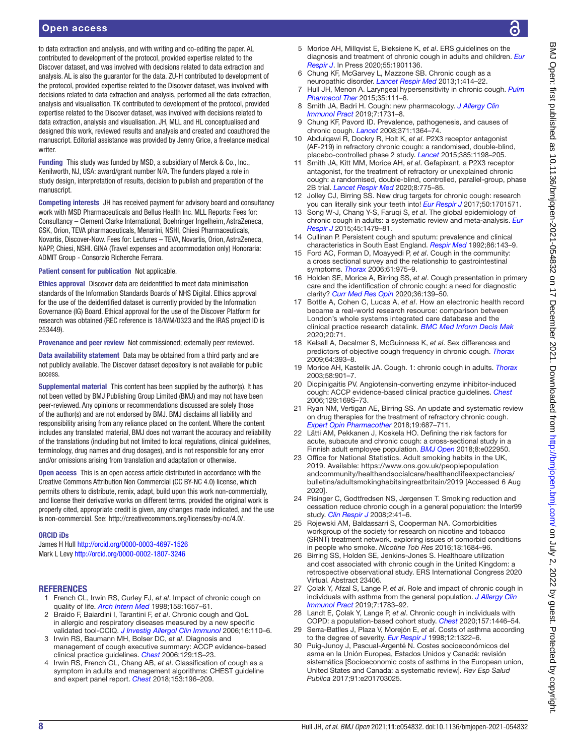to data extraction and analysis, and with writing and co-editing the paper. AL contributed to development of the protocol, provided expertise related to the Discover dataset, and was involved with decisions related to data extraction and analysis. AL is also the guarantor for the data. ZU-H contributed to development of the protocol, provided expertise related to the Discover dataset, was involved with decisions related to data extraction and analysis, performed all the data extraction, analysis and visualisation. TK contributed to development of the protocol, provided expertise related to the Discover dataset, was involved with decisions related to data extraction, analysis and visualisation. JH, MLL and HL conceptualised and designed this work, reviewed results and analysis and created and coauthored the manuscript. Editorial assistance was provided by Jenny Grice, a freelance medical writer.

**Funding** This study was funded by MSD, a subsidiary of Merck & Co., Inc., Kenilworth, NJ, USA: award/grant number N/A. The funders played a role in study design, interpretation of results, decision to publish and preparation of the manuscript.

**Competing interests** JH has received payment for advisory board and consultancy work with MSD Pharmaceuticals and Bellus Health Inc. MLL Reports: Fees for: Consultancy – Clement Clarke International, Boehringer Ingelheim, AstraZeneca, GSK, Orion, TEVA pharmaceuticals, Menarini, NSHI, Chiesi Pharmaceuticals, Novartis, Discover-Now. Fees for: Lectures – TEVA, Novartis, Orion, AstraZeneca, NAPP, Chiesi, NSHI. GINA (Travel expenses and accommodation only) Honoraria: ADMIT Group - Consorzio Richerche Ferrara.

**Patient consent for publication** Not applicable.

**Ethics approval** Discover data are deidentified to meet data minimisation standards of the Information Standards Boards of NHS Digital. Ethics approval for the use of the deidentified dataset is currently provided by the Information Governance (IG) Board. Ethical approval for the use of the Discover Platform for research was obtained (REC reference is 18/WM/0323 and the IRAS project ID is 253449).

**Provenance and peer review** Not commissioned; externally peer reviewed.

**Data availability statement** Data may be obtained from a third party and are not publicly available. The Discover dataset depository is not available for public access.

**Supplemental material** This content has been supplied by the author(s). It has not been vetted by BMJ Publishing Group Limited (BMJ) and may not have been peer-reviewed. Any opinions or recommendations discussed are solely those of the author(s) and are not endorsed by BMJ. BMJ disclaims all liability and responsibility arising from any reliance placed on the content. Where the content includes any translated material, BMJ does not warrant the accuracy and reliability of the translations (including but not limited to local regulations, clinical guidelines, terminology, drug names and drug dosages), and is not responsible for any error and/or omissions arising from translation and adaptation or otherwise.

**Open access** This is an open access article distributed in accordance with the Creative Commons Attribution Non Commercial (CC BY-NC 4.0) license, which permits others to distribute, remix, adapt, build upon this work non-commercially, and license their derivative works on different terms, provided the original work is properly cited, appropriate credit is given, any changes made indicated, and the use is non-commercial. See: http://creativecommons.org/licenses/by-nc/4.0/.

**ORCID iDs**

James H Hull http://orcid.org/0000-0003-4697-1526
Mark L Levy http://orcid.org/0000-0002-1807-3246

## REFERENCES

1. French CL, Irwin RS, Curley FJ, *et al*. Impact of chronic cough on quality of life. *Arch Intern Med* 1998;158:1657–61.
2. Braido F, Baiardini I, Tarantini F, *et al*. Chronic cough and QoL in allergic and respiratory diseases measured by a new specific validated tool-CCIQ. *J Investig Allergol Clin Immunol* 2006;16:110–6.
3. Irwin RS, Baumann MH, Bolser DC, *et al*. Diagnosis and management of cough executive summary: ACCP evidence-based clinical practice guidelines. *Chest* 2006;129:1S–23.
4. Irwin RS, French CL, Chang AB, *et al*. Classification of cough as a symptom in adults and management algorithms: CHEST guideline and expert panel report. *Chest* 2018;153:196–209.
5. Morice AH, Millqvist E, Bieksiene K, *et al*. ERS guidelines on the diagnosis and treatment of chronic cough in adults and children. *Eur Respir J*. In Press 2020;55:1901136.
6. Chung KF, McGarvey L, Mazzone SB. Chronic cough as a neuropathic disorder. *Lancet Respir Med* 2013;1:414–22.
7. Hull JH, Menon A. Laryngeal hypersensitivity in chronic cough. *Pulm Pharmacol Ther* 2015;35:111–6.
8. Smith JA, Badri H. Cough: new pharmacology. *J Allergy Clin Immunol Pract* 2019;7:1731–8.
9. Chung KF, Pavord ID. Prevalence, pathogenesis, and causes of chronic cough. *Lancet* 2008;371:1364–74.
10. Abdulqawi R, Dockry R, Holt K, *et al*. P2X3 receptor antagonist (AF-219) in refractory chronic cough: a randomised, double-blind, placebo-controlled phase 2 study. *Lancet* 2015;385:1198–205.
11. Smith JA, Kitt MM, Morice AH, *et al*. Gefapixant, a P2X3 receptor antagonist, for the treatment of refractory or unexplained chronic cough: a randomised, double-blind, controlled, parallel-group, phase 2B trial. *Lancet Respir Med* 2020;8:775–85.
12. Jolley CJ, Birring SS. New drug targets for chronic cough: research you can literally sink your teeth into! *Eur Respir J* 2017;50:1701571.
13. Song W-J, Chang Y-S, Faruqi S, *et al*. The global epidemiology of chronic cough in adults: a systematic review and meta-analysis. *Eur Respir J* 2015;45:1479–81.
14. Cullinan P. Persistent cough and sputum: prevalence and clinical characteristics in South East England. *Respir Med* 1992;86:143–9.
15. Ford AC, Forman D, Moayyedi P, *et al*. Cough in the community: a cross sectional survey and the relationship to gastrointestinal symptoms. *Thorax* 2006;61:975–9.
16. Holden SE, Morice A, Birring SS, *et al*. Cough presentation in primary care and the identification of chronic cough: a need for diagnostic clarity? *Curr Med Res Opin* 2020;36:139–50.
17. Bottle A, Cohen C, Lucas A, *et al*. How an electronic health record became a real-world research resource: comparison between London's whole systems integrated care database and the clinical practice research datalink. *BMC Med Inform Decis Mak* 2020;20:71.
18. Kelsall A, Decalmer S, McGuinness K, *et al*. Sex differences and predictors of objective cough frequency in chronic cough. *Thorax* 2009;64:393–8.
19. Morice AH, Kastelik JA. Cough. 1: chronic cough in adults. *Thorax* 2003;58:901–7.
20. Dicpinigaitis PV. Angiotensin-converting enzyme inhibitor-induced cough: ACCP evidence-based clinical practice guidelines. *Chest* 2006;129:169S–73.
21. Ryan NM, Vertigan AE, Birring SS. An update and systematic review on drug therapies for the treatment of refractory chronic cough. *Expert Opin Pharmacother* 2018;19:687–711.
22. Lätti AM, Pekkanen J, Koskela HO. Defining the risk factors for acute, subacute and chronic cough: a cross-sectional study in a Finnish adult employee population. *BMJ Open* 2018;8:e022950.
23. Office for National Statistics. Adult smoking habits in the UK, 2019. Available: https://www.ons.gov.uk/peoplepopulation andcommunity/healthandsocialcare/healthandlifeexpectancies/bulletins/adultsmokinghabitsingreatbritain/2019 [Accessed 6 Aug 2020].
24. Pisinger C, Godtfredsen NS, Jørgensen T. Smoking reduction and cessation reduce chronic cough in a general population: the Inter99 study. *Clin Respir J* 2008;2:41–6.
25. Rojewski AM, Baldassarri S, Cooperman NA. Comorbidities workgroup of the society for research on nicotine and tobacco (SRNT) treatment network. exploring issues of comorbid conditions in people who smoke. *Nicotine Tob Res* 2016;18:1684–96.
26. Birring SS, Holden SE, Jenkins-Jones S. Healthcare utilization and cost associated with chronic cough in the United Kingdom: a retrospective observational study. ERS International Congress 2020 Virtual. Abstract 23406.
27. Çolak Y, Afzal S, Lange P, *et al*. Role and impact of chronic cough in individuals with asthma from the general population. *J Allergy Clin Immunol Pract* 2019;7:1783–92.
28. Landt E, Çolak Y, Lange P, *et al*. Chronic cough in individuals with COPD: a population-based cohort study. *Chest* 2020;157:1446–54.
29. Serra-Batlles J, Plaza V, Morejón E, *et al*. Costs of asthma according to the degree of severity. *Eur Respir J* 1998;12:1322–6.
30. Puig-Junoy J, Pascual-Argenté N. Costes socioeconómicos del asma en la Unión Europea, Estados Unidos y Canadá: revisión sistemática [Socioeconomic costs of asthma in the European union, United States and Canada: a systematic review]. *Rev Esp Salud Publica* 2017;91:e201703025.